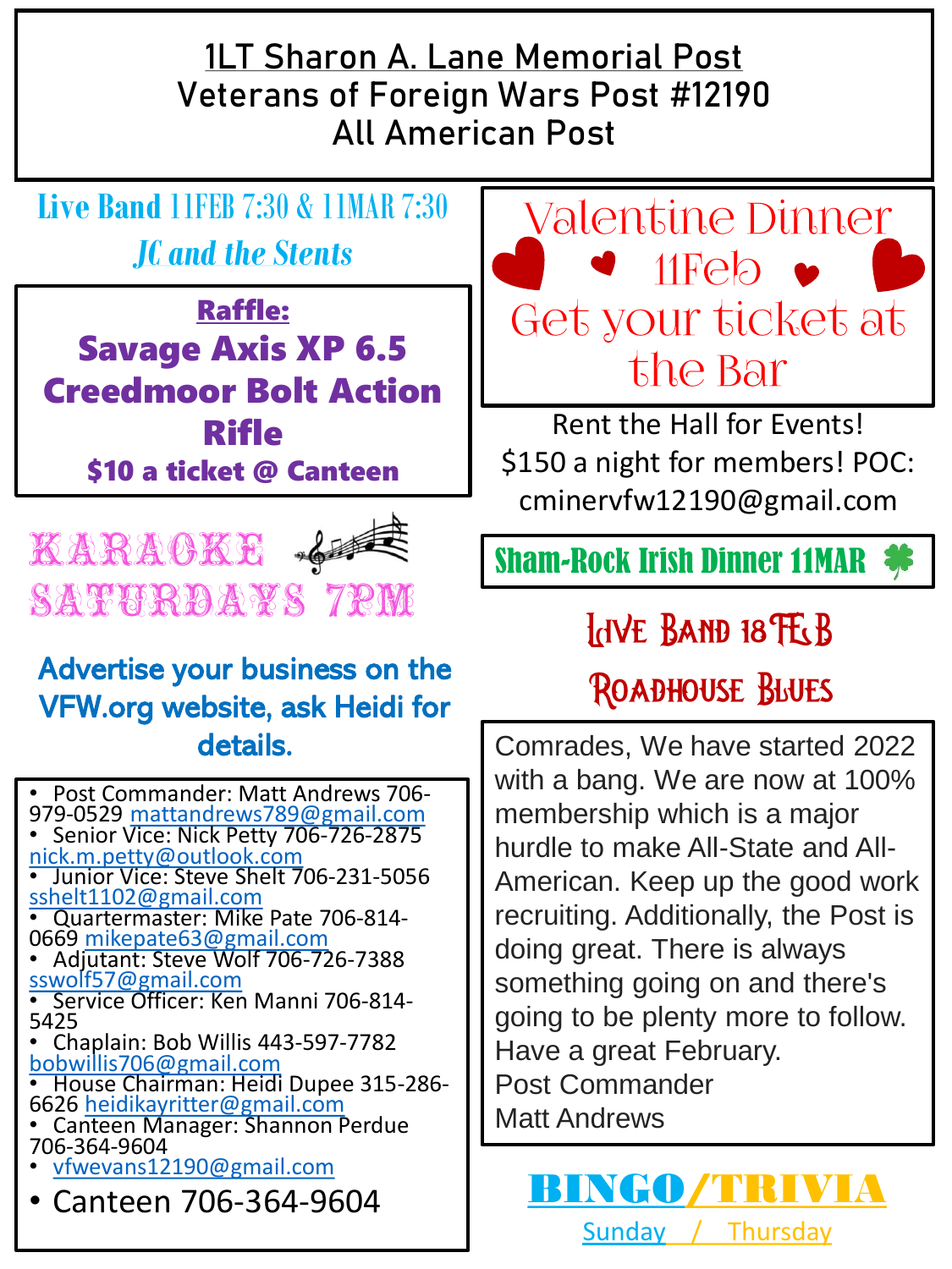# 1LT Sharon A. Lane Memorial Post
# Veterans of Foreign Wars Post #12190
# All American Post

**Live Band 11FEB 7:30 & 11MAR 7:30**

***JC and the Stents***

**Raffle:**

**Savage Axis XP 6.5 Creedmoor Bolt Action Rifle**

**$10 a ticket @ Canteen**

**KARAOKE SATURDAYS 7PM**

**Advertise your business on the VFW.org website, ask Heidi for details.**

- Post Commander: Matt Andrews 706-979-0529 mattandrews789@gmail.com
- Senior Vice: Nick Petty 706-726-2875 nick.m.petty@outlook.com
- Junior Vice: Steve Shelt 706-231-5056 sshelt1102@gmail.com
- Quartermaster: Mike Pate 706-814-0669 mikepate63@gmail.com
- Adjutant: Steve Wolf 706-726-7388 sswolf57@gmail.com
- Service Officer: Ken Manni 706-814-5425
- Chaplain: Bob Willis 443-597-7782 bobwillis706@gmail.com
- House Chairman: Heidi Dupee 315-286-6626 heidikayritter@gmail.com
- Canteen Manager: Shannon Perdue 706-364-9604
- vfwevans12190@gmail.com
- Canteen 706-364-9604

**Valentine Dinner 11Feb**

**Get your ticket at the Bar**

Rent the Hall for Events! $150 a night for members! POC: cminervfw12190@gmail.com

**Sham-Rock Irish Dinner 11MAR**

**Live Band 18FEB**

**Roadhouse Blues**

Comrades, We have started 2022 with a bang. We are now at 100% membership which is a major hurdle to make All-State and All-American. Keep up the good work recruiting. Additionally, the Post is doing great. There is always something going on and there's going to be plenty more to follow. Have a great February.
Post Commander
Matt Andrews

**BINGO/TRIVIA**

Sunday / Thursday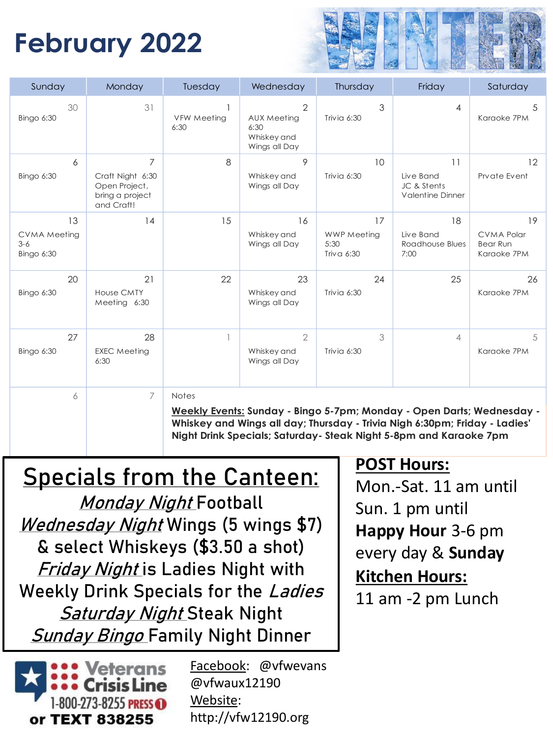# February 2022

WINTER

| Sunday | Monday | Tuesday | Wednesday | Thursday | Friday | Saturday |
|---|---|---|---|---|---|---|
| 30<br>Bingo 6:30 | 31 | 1<br>VFW Meeting 6:30 | 2<br>AUX Meeting 6:30<br>Whiskey and Wings all Day | 3<br>Trivia 6:30 | 4 | 5<br>Karaoke 7PM |
| 6<br>Bingo 6:30 | 7<br>Craft Night 6:30<br>Open Project, bring a project and Craft! | 8 | 9<br>Whiskey and Wings all Day | 10<br>Trivia 6:30 | 11<br>Live Band<br>JC & Stents<br>Valentine Dinner | 12<br>Prvate Event |
| 13<br>CVMA Meeting 3-6<br>Bingo 6:30 | 14 | 15 | 16<br>Whiskey and Wings all Day | 17<br>WWP Meeting 5:30<br>Triva 6:30 | 18<br>Live Band<br>Roadhouse Blues 7:00 | 19<br>CVMA Polar Bear Run<br>Karaoke 7PM |
| 20<br>Bingo 6:30 | 21<br>House CMTY Meeting 6:30 | 22 | 23<br>Whiskey and Wings all Day | 24<br>Trivia 6:30 | 25 | 26<br>Karaoke 7PM |
| 27<br>Bingo 6:30 | 28<br>EXEC Meeting 6:30 | 1 | 2<br>Whiskey and Wings all Day | 3<br>Trivia 6:30 | 4 | 5<br>Karaoke 7PM |
| 6 | 7 | Notes<br>**Weekly Events: Sunday - Bingo 5-7pm; Monday - Open Darts; Wednesday - Whiskey and Wings all day; Thursday - Trivia Nigh 6:30pm; Friday - Ladies' Night Drink Specials; Saturday- Steak Night 5-8pm and Karaoke 7pm** | | | | |

## Specials from the Canteen:

*Monday Night* Football

*Wednesday Night* Wings (5 wings $7) & select Whiskeys ($3.50 a shot)

*Friday Night* is Ladies Night with Weekly Drink Specials for the *Ladies*

*Saturday Night* Steak Night

*Sunday Bingo* Family Night Dinner

**POST Hours:**

Mon.-Sat. 11 am until

Sun. 1 pm until

**Happy Hour** 3-6 pm every day & **Sunday**

**Kitchen Hours:**

11 am -2 pm Lunch

Veterans Crisis Line
1-800-273-8255 PRESS 1
or TEXT 838255

Facebook: @vfwevans
@vfwaux12190
Website:
http://vfw12190.org